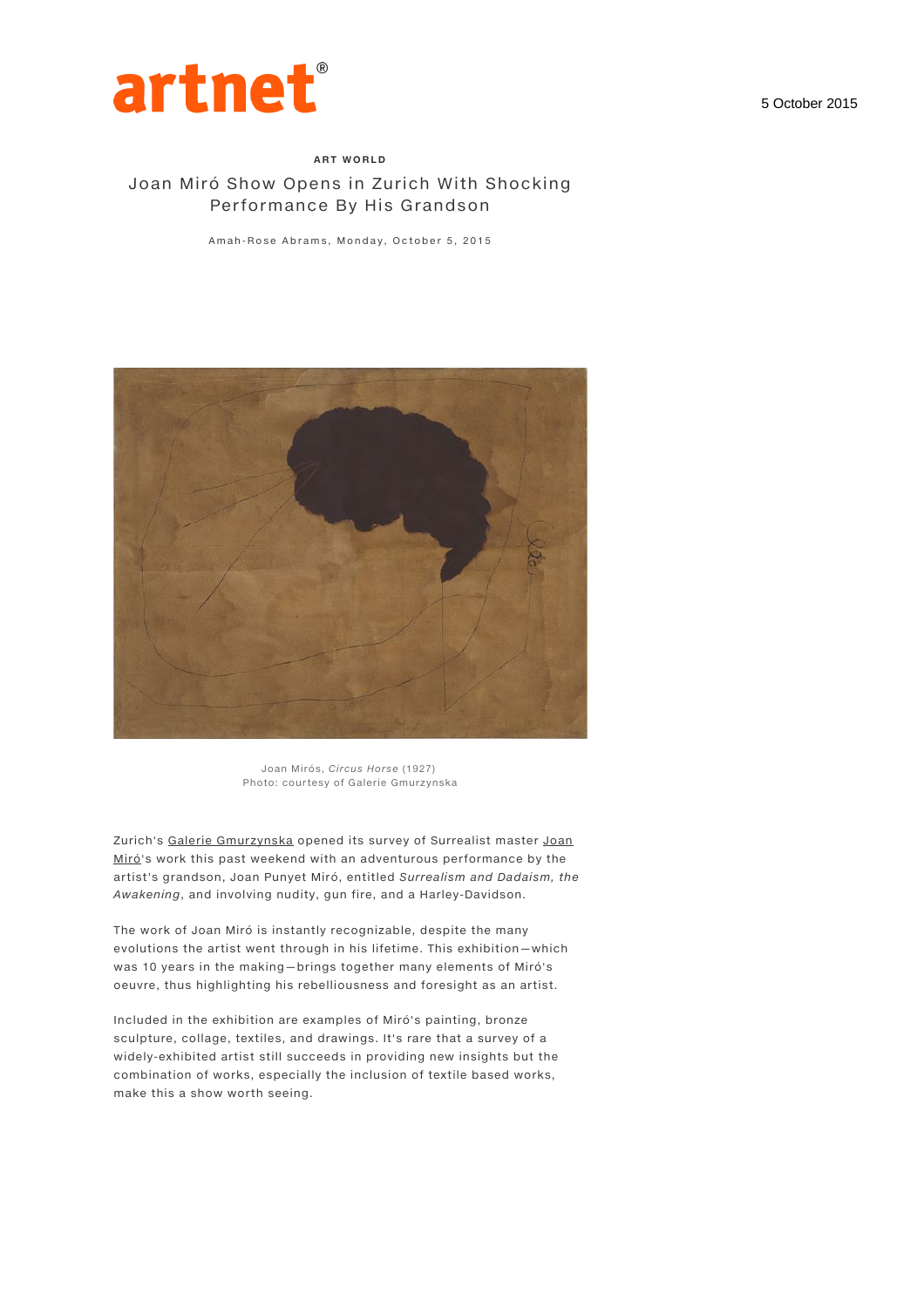artnet®

5 October 2015

**ART WORLD**

# Joan Miró Show Opens in Zurich With Shocking Performance By His Grandson

Amah-Rose Abrams, Monday, October 5, 2015

Joan Mirós, *Circus Horse* (1927)
Photo: courtesy of Galerie Gmurzynska

Zurich's Galerie Gmurzynska opened its survey of Surrealist master Joan Miró's work this past weekend with an adventurous performance by the artist's grandson, Joan Punyet Miró, entitled *Surrealism and Dadaism, the Awakening*, and involving nudity, gun fire, and a Harley-Davidson.

The work of Joan Miró is instantly recognizable, despite the many evolutions the artist went through in his lifetime. This exhibition—which was 10 years in the making—brings together many elements of Miró's oeuvre, thus highlighting his rebelliousness and foresight as an artist.

Included in the exhibition are examples of Miró's painting, bronze sculpture, collage, textiles, and drawings. It's rare that a survey of a widely-exhibited artist still succeeds in providing new insights but the combination of works, especially the inclusion of textile based works, make this a show worth seeing.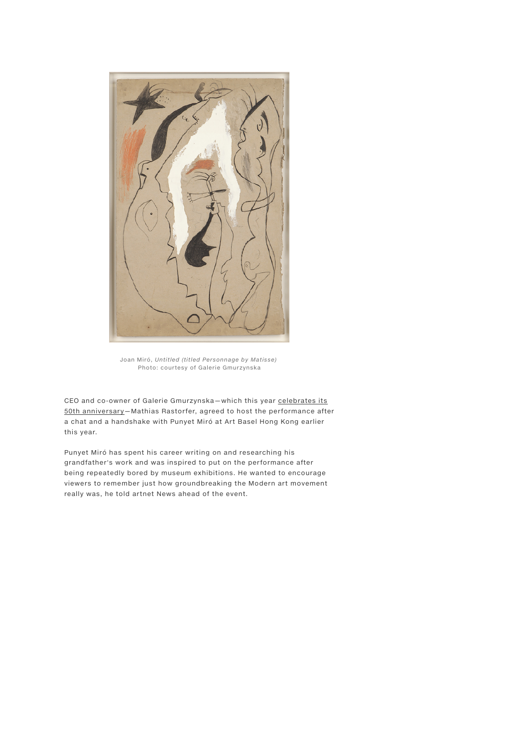Joan Miró, *Untitled (titled Personnage by Matisse)*
Photo: courtesy of Galerie Gmurzynska

CEO and co-owner of Galerie Gmurzynska—which this year celebrates its 50th anniversary—Mathias Rastorfer, agreed to host the performance after a chat and a handshake with Punyet Miró at Art Basel Hong Kong earlier this year.

Punyet Miró has spent his career writing on and researching his grandfather's work and was inspired to put on the performance after being repeatedly bored by museum exhibitions. He wanted to encourage viewers to remember just how groundbreaking the Modern art movement really was, he told artnet News ahead of the event.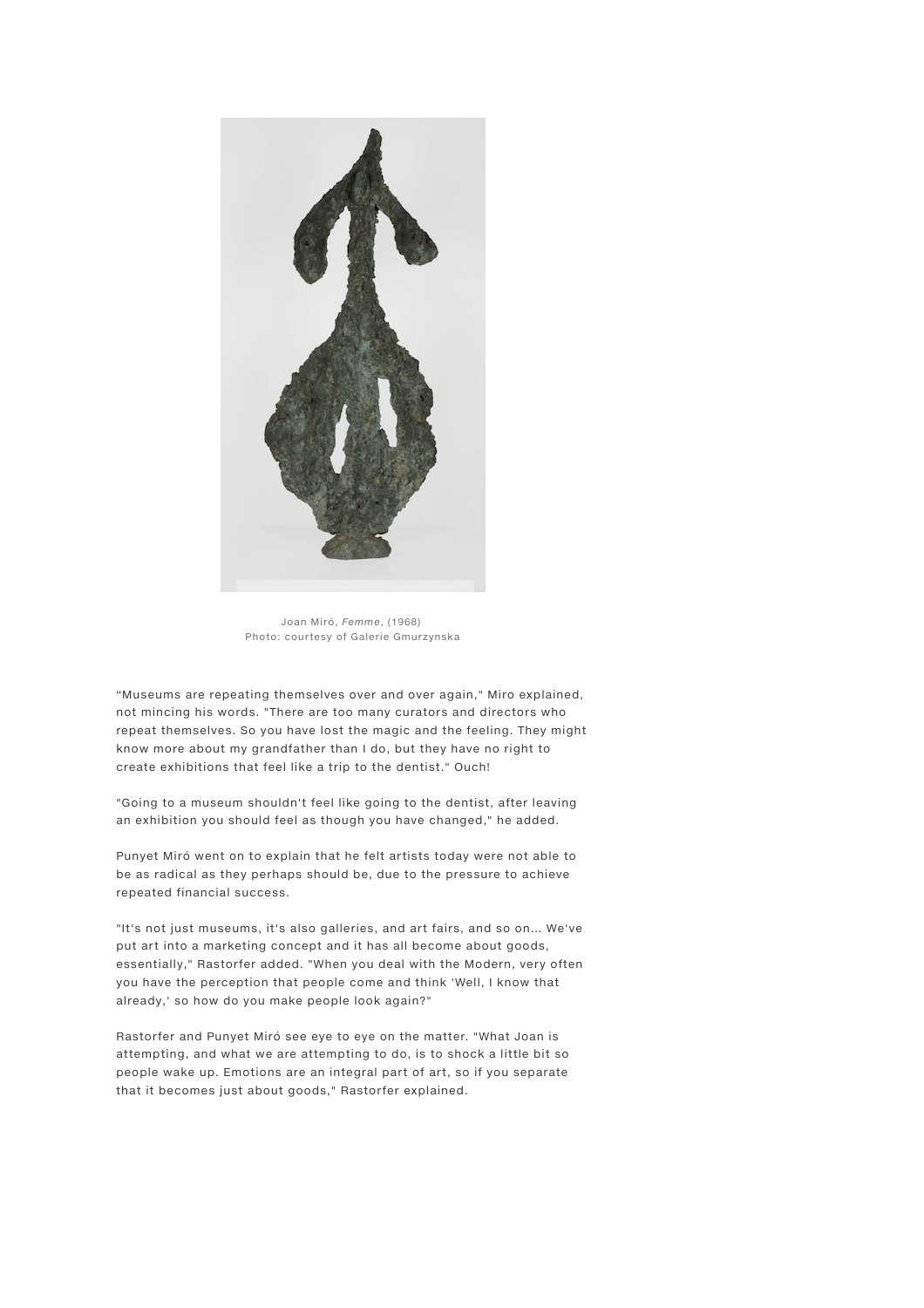Joan Miró, *Femme*, (1968)
Photo: courtesy of Galerie Gmurzynska

“Museums are repeating themselves over and over again," Miro explained, not mincing his words. "There are too many curators and directors who repeat themselves. So you have lost the magic and the feeling. They might know more about my grandfather than I do, but they have no right to create exhibitions that feel like a trip to the dentist." Ouch!

"Going to a museum shouldn't feel like going to the dentist, after leaving an exhibition you should feel as though you have changed," he added.

Punyet Miró went on to explain that he felt artists today were not able to be as radical as they perhaps should be, due to the pressure to achieve repeated financial success.

"It's not just museums, it's also galleries, and art fairs, and so on... We've put art into a marketing concept and it has all become about goods, essentially," Rastorfer added. "When you deal with the Modern, very often you have the perception that people come and think 'Well, I know that already,' so how do you make people look again?"

Rastorfer and Punyet Miró see eye to eye on the matter. "What Joan is attempting, and what we are attempting to do, is to shock a little bit so people wake up. Emotions are an integral part of art, so if you separate that it becomes just about goods," Rastorfer explained.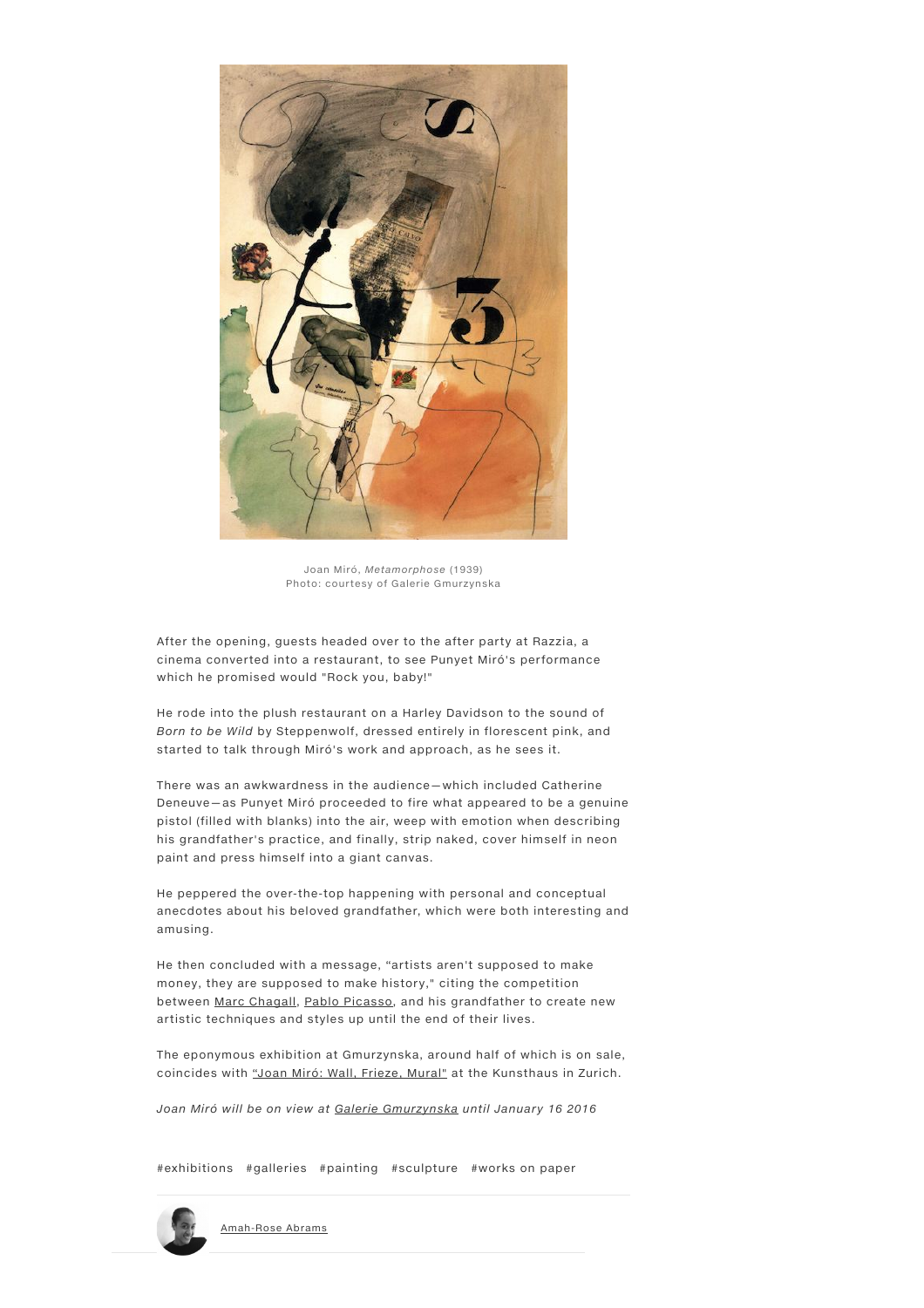Joan Miró, *Metamorphose* (1939)
Photo: courtesy of Galerie Gmurzynska

After the opening, guests headed over to the after party at Razzia, a cinema converted into a restaurant, to see Punyet Miró's performance which he promised would "Rock you, baby!"

He rode into the plush restaurant on a Harley Davidson to the sound of *Born to be Wild* by Steppenwolf, dressed entirely in florescent pink, and started to talk through Miró's work and approach, as he sees it.

There was an awkwardness in the audience—which included Catherine Deneuve—as Punyet Miró proceeded to fire what appeared to be a genuine pistol (filled with blanks) into the air, weep with emotion when describing his grandfather's practice, and finally, strip naked, cover himself in neon paint and press himself into a giant canvas.

He peppered the over-the-top happening with personal and conceptual anecdotes about his beloved grandfather, which were both interesting and amusing.

He then concluded with a message, "artists aren't supposed to make money, they are supposed to make history," citing the competition between Marc Chagall, Pablo Picasso, and his grandfather to create new artistic techniques and styles up until the end of their lives.

The eponymous exhibition at Gmurzynska, around half of which is on sale, coincides with "Joan Miró: Wall, Frieze, Mural" at the Kunsthaus in Zurich.

*Joan Miró will be on view at Galerie Gmurzynska until January 16 2016*

#exhibitions #galleries #painting #sculpture #works on paper

Amah-Rose Abrams